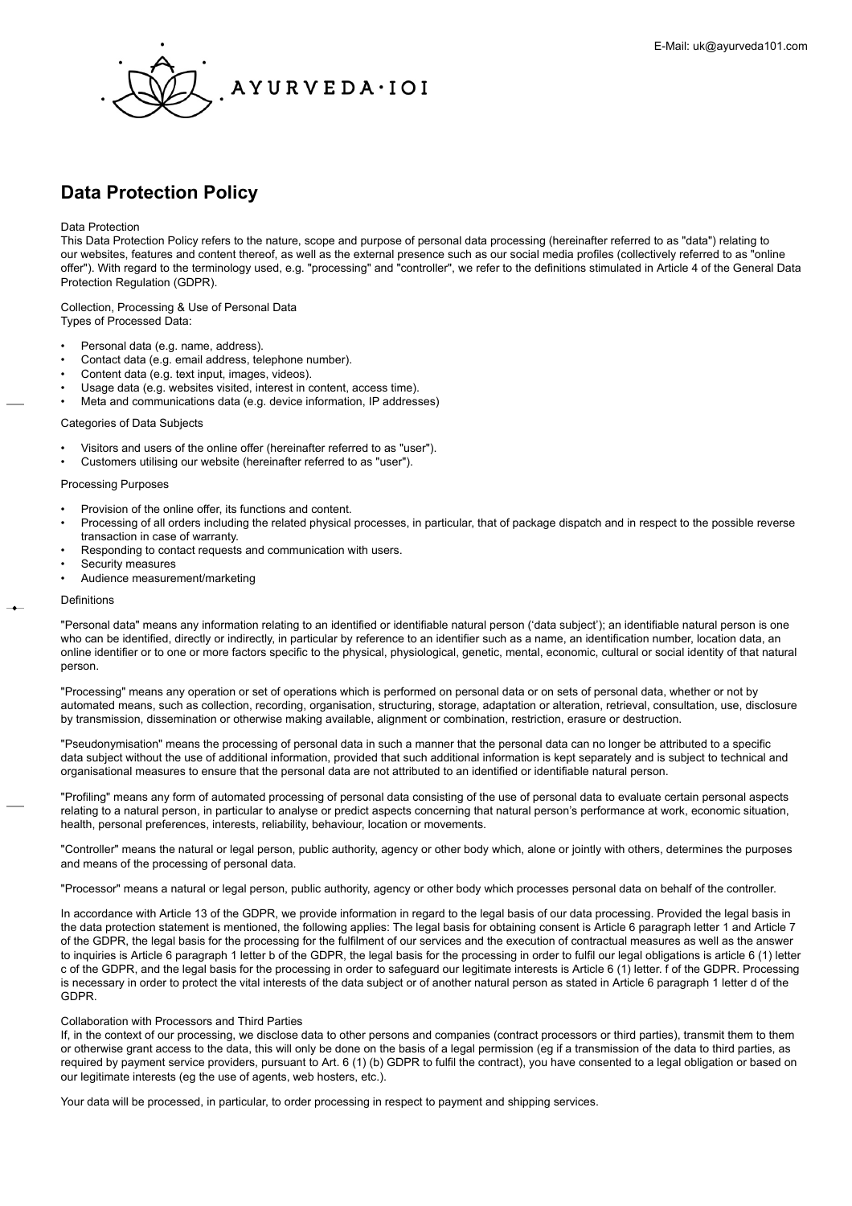E-Mail: uk@ayurveda101.com

AYURVEDA·IOI

# Data Protection Policy

Data Protection
This Data Protection Policy refers to the nature, scope and purpose of personal data processing (hereinafter referred to as "data") relating to our websites, features and content thereof, as well as the external presence such as our social media profiles (collectively referred to as "online offer"). With regard to the terminology used, e.g. "processing" and "controller", we refer to the definitions stimulated in Article 4 of the General Data Protection Regulation (GDPR).

Collection, Processing & Use of Personal Data
Types of Processed Data:

- Personal data (e.g. name, address).
- Contact data (e.g. email address, telephone number).
- Content data (e.g. text input, images, videos).
- Usage data (e.g. websites visited, interest in content, access time).
- Meta and communications data (e.g. device information, IP addresses)

Categories of Data Subjects

- Visitors and users of the online offer (hereinafter referred to as "user").
- Customers utilising our website (hereinafter referred to as "user").

Processing Purposes

- Provision of the online offer, its functions and content.
- Processing of all orders including the related physical processes, in particular, that of package dispatch and in respect to the possible reverse transaction in case of warranty.
- Responding to contact requests and communication with users.
- Security measures
- Audience measurement/marketing

Definitions

"Personal data" means any information relating to an identified or identifiable natural person ('data subject'); an identifiable natural person is one who can be identified, directly or indirectly, in particular by reference to an identifier such as a name, an identification number, location data, an online identifier or to one or more factors specific to the physical, physiological, genetic, mental, economic, cultural or social identity of that natural person.

"Processing" means any operation or set of operations which is performed on personal data or on sets of personal data, whether or not by automated means, such as collection, recording, organisation, structuring, storage, adaptation or alteration, retrieval, consultation, use, disclosure by transmission, dissemination or otherwise making available, alignment or combination, restriction, erasure or destruction.

"Pseudonymisation" means the processing of personal data in such a manner that the personal data can no longer be attributed to a specific data subject without the use of additional information, provided that such additional information is kept separately and is subject to technical and organisational measures to ensure that the personal data are not attributed to an identified or identifiable natural person.

"Profiling" means any form of automated processing of personal data consisting of the use of personal data to evaluate certain personal aspects relating to a natural person, in particular to analyse or predict aspects concerning that natural person's performance at work, economic situation, health, personal preferences, interests, reliability, behaviour, location or movements.

"Controller" means the natural or legal person, public authority, agency or other body which, alone or jointly with others, determines the purposes and means of the processing of personal data.

"Processor" means a natural or legal person, public authority, agency or other body which processes personal data on behalf of the controller.

In accordance with Article 13 of the GDPR, we provide information in regard to the legal basis of our data processing. Provided the legal basis in the data protection statement is mentioned, the following applies: The legal basis for obtaining consent is Article 6 paragraph letter 1 and Article 7 of the GDPR, the legal basis for the processing for the fulfilment of our services and the execution of contractual measures as well as the answer to inquiries is Article 6 paragraph 1 letter b of the GDPR, the legal basis for the processing in order to fulfil our legal obligations is article 6 (1) letter c of the GDPR, and the legal basis for the processing in order to safeguard our legitimate interests is Article 6 (1) letter. f of the GDPR. Processing is necessary in order to protect the vital interests of the data subject or of another natural person as stated in Article 6 paragraph 1 letter d of the GDPR.

Collaboration with Processors and Third Parties
If, in the context of our processing, we disclose data to other persons and companies (contract processors or third parties), transmit them to them or otherwise grant access to the data, this will only be done on the basis of a legal permission (eg if a transmission of the data to third parties, as required by payment service providers, pursuant to Art. 6 (1) (b) GDPR to fulfil the contract), you have consented to a legal obligation or based on our legitimate interests (eg the use of agents, web hosters, etc.).

Your data will be processed, in particular, to order processing in respect to payment and shipping services.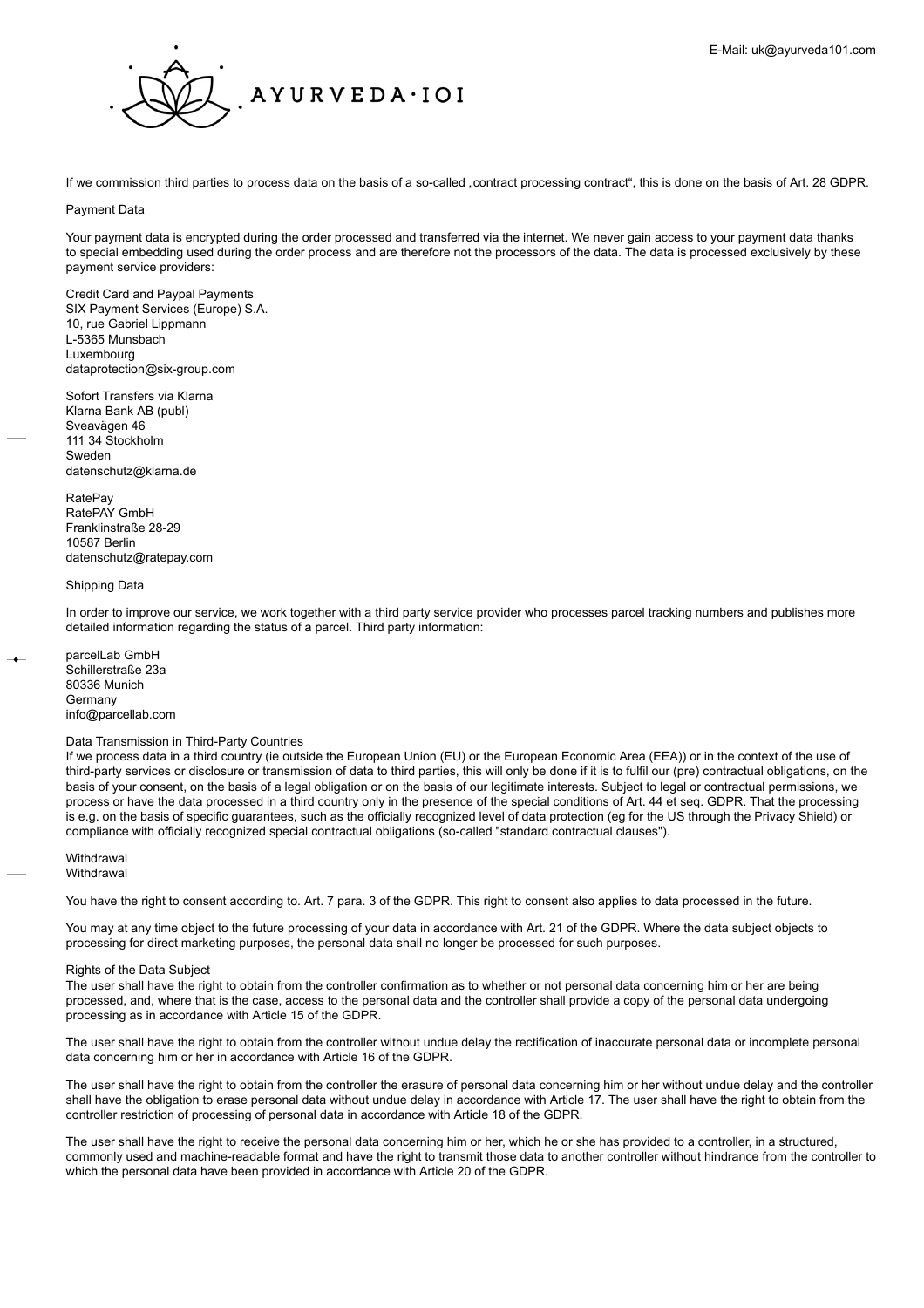If we commission third parties to process data on the basis of a so-called „contract processing contract", this is done on the basis of Art. 28 GDPR.

## Payment Data

Your payment data is encrypted during the order processed and transferred via the internet. We never gain access to your payment data thanks to special embedding used during the order process and are therefore not the processors of the data. The data is processed exclusively by these payment service providers:

Credit Card and Paypal Payments
SIX Payment Services (Europe) S.A.
10, rue Gabriel Lippmann
L-5365 Munsbach
Luxembourg
dataprotection@six-group.com

Sofort Transfers via Klarna
Klarna Bank AB (publ)
Sveavägen 46
111 34 Stockholm
Sweden
datenschutz@klarna.de

RatePay
RatePAY GmbH
Franklinstraße 28-29
10587 Berlin
datenschutz@ratepay.com

## Shipping Data

In order to improve our service, we work together with a third party service provider who processes parcel tracking numbers and publishes more detailed information regarding the status of a parcel. Third party information:

parcelLab GmbH
Schillerstraße 23a
80336 Munich
Germany
info@parcellab.com

## Data Transmission in Third-Party Countries

If we process data in a third country (ie outside the European Union (EU) or the European Economic Area (EEA)) or in the context of the use of third-party services or disclosure or transmission of data to third parties, this will only be done if it is to fulfil our (pre) contractual obligations, on the basis of your consent, on the basis of a legal obligation or on the basis of our legitimate interests. Subject to legal or contractual permissions, we process or have the data processed in a third country only in the presence of the special conditions of Art. 44 et seq. GDPR. That the processing is e.g. on the basis of specific guarantees, such as the officially recognized level of data protection (eg for the US through the Privacy Shield) or compliance with officially recognized special contractual obligations (so-called "standard contractual clauses").

## Withdrawal

Withdrawal

You have the right to consent according to. Art. 7 para. 3 of the GDPR. This right to consent also applies to data processed in the future.

You may at any time object to the future processing of your data in accordance with Art. 21 of the GDPR. Where the data subject objects to processing for direct marketing purposes, the personal data shall no longer be processed for such purposes.

## Rights of the Data Subject

The user shall have the right to obtain from the controller confirmation as to whether or not personal data concerning him or her are being processed, and, where that is the case, access to the personal data and the controller shall provide a copy of the personal data undergoing processing as in accordance with Article 15 of the GDPR.

The user shall have the right to obtain from the controller without undue delay the rectification of inaccurate personal data or incomplete personal data concerning him or her in accordance with Article 16 of the GDPR.

The user shall have the right to obtain from the controller the erasure of personal data concerning him or her without undue delay and the controller shall have the obligation to erase personal data without undue delay in accordance with Article 17. The user shall have the right to obtain from the controller restriction of processing of personal data in accordance with Article 18 of the GDPR.

The user shall have the right to receive the personal data concerning him or her, which he or she has provided to a controller, in a structured, commonly used and machine-readable format and have the right to transmit those data to another controller without hindrance from the controller to which the personal data have been provided in accordance with Article 20 of the GDPR.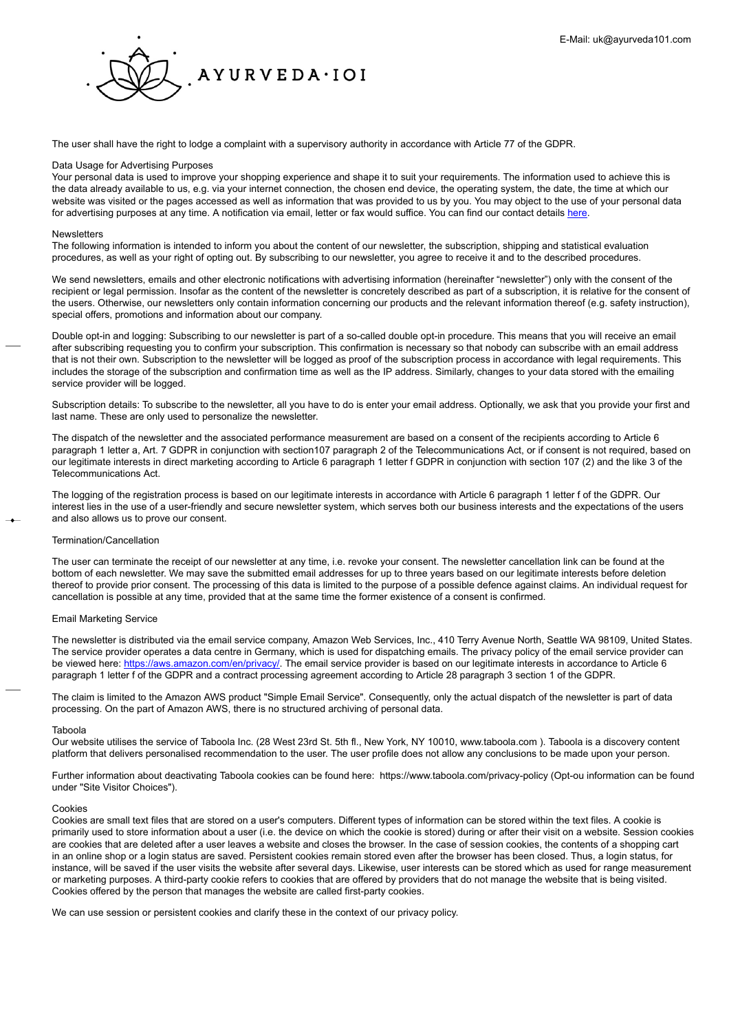The user shall have the right to lodge a complaint with a supervisory authority in accordance with Article 77 of the GDPR.

## Data Usage for Advertising Purposes

Your personal data is used to improve your shopping experience and shape it to suit your requirements. The information used to achieve this is the data already available to us, e.g. via your internet connection, the chosen end device, the operating system, the date, the time at which our website was visited or the pages accessed as well as information that was provided to us by you. You may object to the use of your personal data for advertising purposes at any time. A notification via email, letter or fax would suffice. You can find our contact details [here](here).

## Newsletters

The following information is intended to inform you about the content of our newsletter, the subscription, shipping and statistical evaluation procedures, as well as your right of opting out. By subscribing to our newsletter, you agree to receive it and to the described procedures.

We send newsletters, emails and other electronic notifications with advertising information (hereinafter "newsletter") only with the consent of the recipient or legal permission. Insofar as the content of the newsletter is concretely described as part of a subscription, it is relative for the consent of the users. Otherwise, our newsletters only contain information concerning our products and the relevant information thereof (e.g. safety instruction), special offers, promotions and information about our company.

Double opt-in and logging: Subscribing to our newsletter is part of a so-called double opt-in procedure. This means that you will receive an email after subscribing requesting you to confirm your subscription. This confirmation is necessary so that nobody can subscribe with an email address that is not their own. Subscription to the newsletter will be logged as proof of the subscription process in accordance with legal requirements. This includes the storage of the subscription and confirmation time as well as the IP address. Similarly, changes to your data stored with the emailing service provider will be logged.

Subscription details: To subscribe to the newsletter, all you have to do is enter your email address. Optionally, we ask that you provide your first and last name. These are only used to personalize the newsletter.

The dispatch of the newsletter and the associated performance measurement are based on a consent of the recipients according to Article 6 paragraph 1 letter a, Art. 7 GDPR in conjunction with section107 paragraph 2 of the Telecommunications Act, or if consent is not required, based on our legitimate interests in direct marketing according to Article 6 paragraph 1 letter f GDPR in conjunction with section 107 (2) and the like 3 of the Telecommunications Act.

The logging of the registration process is based on our legitimate interests in accordance with Article 6 paragraph 1 letter f of the GDPR. Our interest lies in the use of a user-friendly and secure newsletter system, which serves both our business interests and the expectations of the users and also allows us to prove our consent.

## Termination/Cancellation

The user can terminate the receipt of our newsletter at any time, i.e. revoke your consent. The newsletter cancellation link can be found at the bottom of each newsletter. We may save the submitted email addresses for up to three years based on our legitimate interests before deletion thereof to provide prior consent. The processing of this data is limited to the purpose of a possible defence against claims. An individual request for cancellation is possible at any time, provided that at the same time the former existence of a consent is confirmed.

## Email Marketing Service

The newsletter is distributed via the email service company, Amazon Web Services, Inc., 410 Terry Avenue North, Seattle WA 98109, United States. The service provider operates a data centre in Germany, which is used for dispatching emails. The privacy policy of the email service provider can be viewed here: [https://aws.amazon.com/en/privacy/](https://aws.amazon.com/en/privacy/). The email service provider is based on our legitimate interests in accordance to Article 6 paragraph 1 letter f of the GDPR and a contract processing agreement according to Article 28 paragraph 3 section 1 of the GDPR.

The claim is limited to the Amazon AWS product "Simple Email Service". Consequently, only the actual dispatch of the newsletter is part of data processing. On the part of Amazon AWS, there is no structured archiving of personal data.

## Taboola

Our website utilises the service of Taboola Inc. (28 West 23rd St. 5th fl., New York, NY 10010, www.taboola.com ). Taboola is a discovery content platform that delivers personalised recommendation to the user. The user profile does not allow any conclusions to be made upon your person.

Further information about deactivating Taboola cookies can be found here: https://www.taboola.com/privacy-policy (Opt-ou information can be found under "Site Visitor Choices").

## Cookies

Cookies are small text files that are stored on a user's computers. Different types of information can be stored within the text files. A cookie is primarily used to store information about a user (i.e. the device on which the cookie is stored) during or after their visit on a website. Session cookies are cookies that are deleted after a user leaves a website and closes the browser. In the case of session cookies, the contents of a shopping cart in an online shop or a login status are saved. Persistent cookies remain stored even after the browser has been closed. Thus, a login status, for instance, will be saved if the user visits the website after several days. Likewise, user interests can be stored which as used for range measurement or marketing purposes. A third-party cookie refers to cookies that are offered by providers that do not manage the website that is being visited. Cookies offered by the person that manages the website are called first-party cookies.

We can use session or persistent cookies and clarify these in the context of our privacy policy.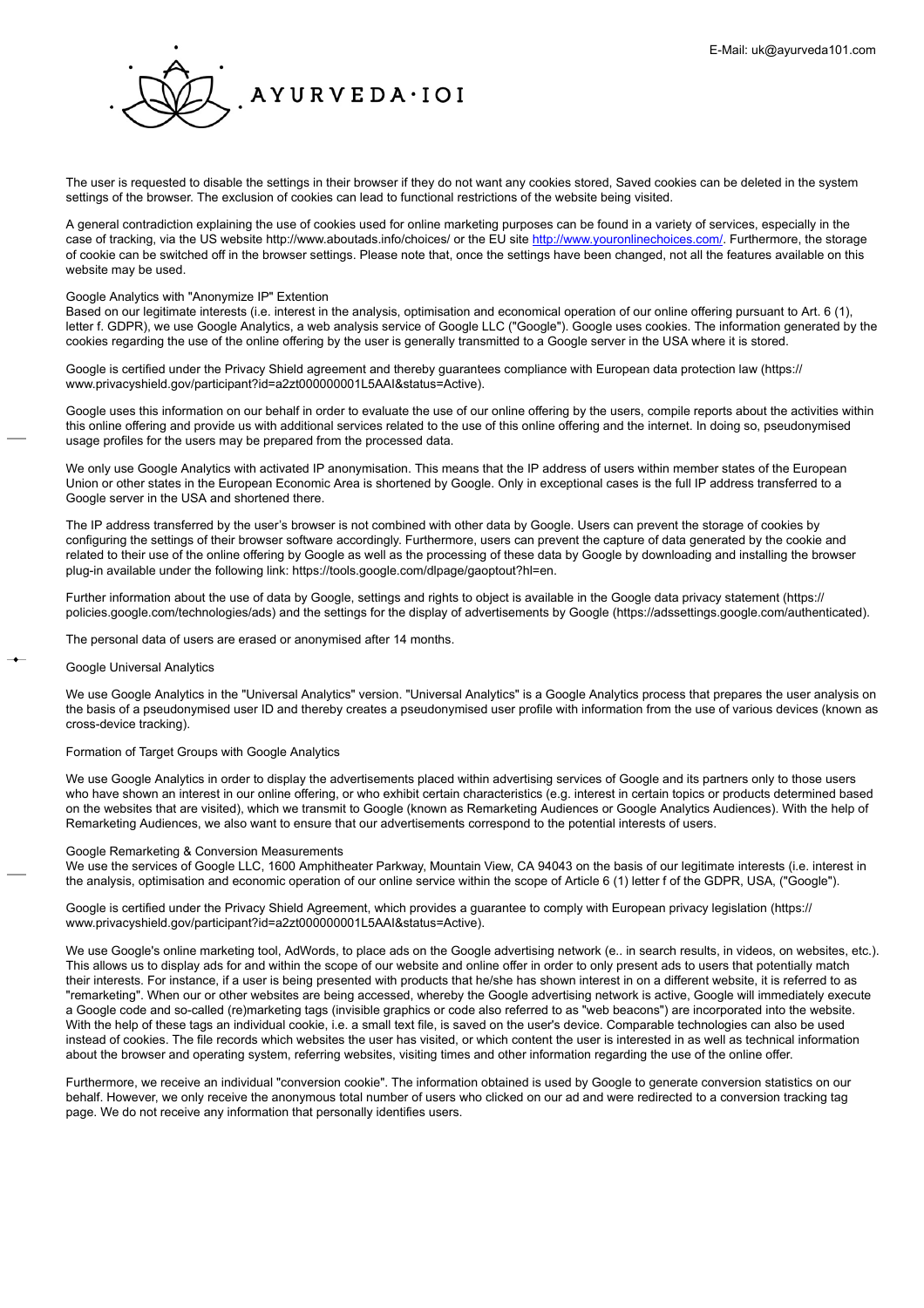The user is requested to disable the settings in their browser if they do not want any cookies stored, Saved cookies can be deleted in the system settings of the browser. The exclusion of cookies can lead to functional restrictions of the website being visited.

A general contradiction explaining the use of cookies used for online marketing purposes can be found in a variety of services, especially in the case of tracking, via the US website http://www.aboutads.info/choices/ or the EU site http://www.youronlinechoices.com/. Furthermore, the storage of cookie can be switched off in the browser settings. Please note that, once the settings have been changed, not all the features available on this website may be used.

### Google Analytics with "Anonymize IP" Extention

Based on our legitimate interests (i.e. interest in the analysis, optimisation and economical operation of our online offering pursuant to Art. 6 (1), letter f. GDPR), we use Google Analytics, a web analysis service of Google LLC ("Google"). Google uses cookies. The information generated by the cookies regarding the use of the online offering by the user is generally transmitted to a Google server in the USA where it is stored.

Google is certified under the Privacy Shield agreement and thereby guarantees compliance with European data protection law (https://www.privacyshield.gov/participant?id=a2zt000000001L5AAI&status=Active).

Google uses this information on our behalf in order to evaluate the use of our online offering by the users, compile reports about the activities within this online offering and provide us with additional services related to the use of this online offering and the internet. In doing so, pseudonymised usage profiles for the users may be prepared from the processed data.

We only use Google Analytics with activated IP anonymisation. This means that the IP address of users within member states of the European Union or other states in the European Economic Area is shortened by Google. Only in exceptional cases is the full IP address transferred to a Google server in the USA and shortened there.

The IP address transferred by the user's browser is not combined with other data by Google. Users can prevent the storage of cookies by configuring the settings of their browser software accordingly. Furthermore, users can prevent the capture of data generated by the cookie and related to their use of the online offering by Google as well as the processing of these data by Google by downloading and installing the browser plug-in available under the following link: https://tools.google.com/dlpage/gaoptout?hl=en.

Further information about the use of data by Google, settings and rights to object is available in the Google data privacy statement (https://policies.google.com/technologies/ads) and the settings for the display of advertisements by Google (https://adssettings.google.com/authenticated).

The personal data of users are erased or anonymised after 14 months.

### Google Universal Analytics

We use Google Analytics in the "Universal Analytics" version. "Universal Analytics" is a Google Analytics process that prepares the user analysis on the basis of a pseudonymised user ID and thereby creates a pseudonymised user profile with information from the use of various devices (known as cross-device tracking).

### Formation of Target Groups with Google Analytics

We use Google Analytics in order to display the advertisements placed within advertising services of Google and its partners only to those users who have shown an interest in our online offering, or who exhibit certain characteristics (e.g. interest in certain topics or products determined based on the websites that are visited), which we transmit to Google (known as Remarketing Audiences or Google Analytics Audiences). With the help of Remarketing Audiences, we also want to ensure that our advertisements correspond to the potential interests of users.

### Google Remarketing & Conversion Measurements

We use the services of Google LLC, 1600 Amphitheater Parkway, Mountain View, CA 94043 on the basis of our legitimate interests (i.e. interest in the analysis, optimisation and economic operation of our online service within the scope of Article 6 (1) letter f of the GDPR, USA, ("Google").

Google is certified under the Privacy Shield Agreement, which provides a guarantee to comply with European privacy legislation (https://www.privacyshield.gov/participant?id=a2zt000000001L5AAI&status=Active).

We use Google's online marketing tool, AdWords, to place ads on the Google advertising network (e.. in search results, in videos, on websites, etc.). This allows us to display ads for and within the scope of our website and online offer in order to only present ads to users that potentially match their interests. For instance, if a user is being presented with products that he/she has shown interest in on a different website, it is referred to as "remarketing". When our or other websites are being accessed, whereby the Google advertising network is active, Google will immediately execute a Google code and so-called (re)marketing tags (invisible graphics or code also referred to as "web beacons") are incorporated into the website. With the help of these tags an individual cookie, i.e. a small text file, is saved on the user's device. Comparable technologies can also be used instead of cookies. The file records which websites the user has visited, or which content the user is interested in as well as technical information about the browser and operating system, referring websites, visiting times and other information regarding the use of the online offer.

Furthermore, we receive an individual "conversion cookie". The information obtained is used by Google to generate conversion statistics on our behalf. However, we only receive the anonymous total number of users who clicked on our ad and were redirected to a conversion tracking tag page. We do not receive any information that personally identifies users.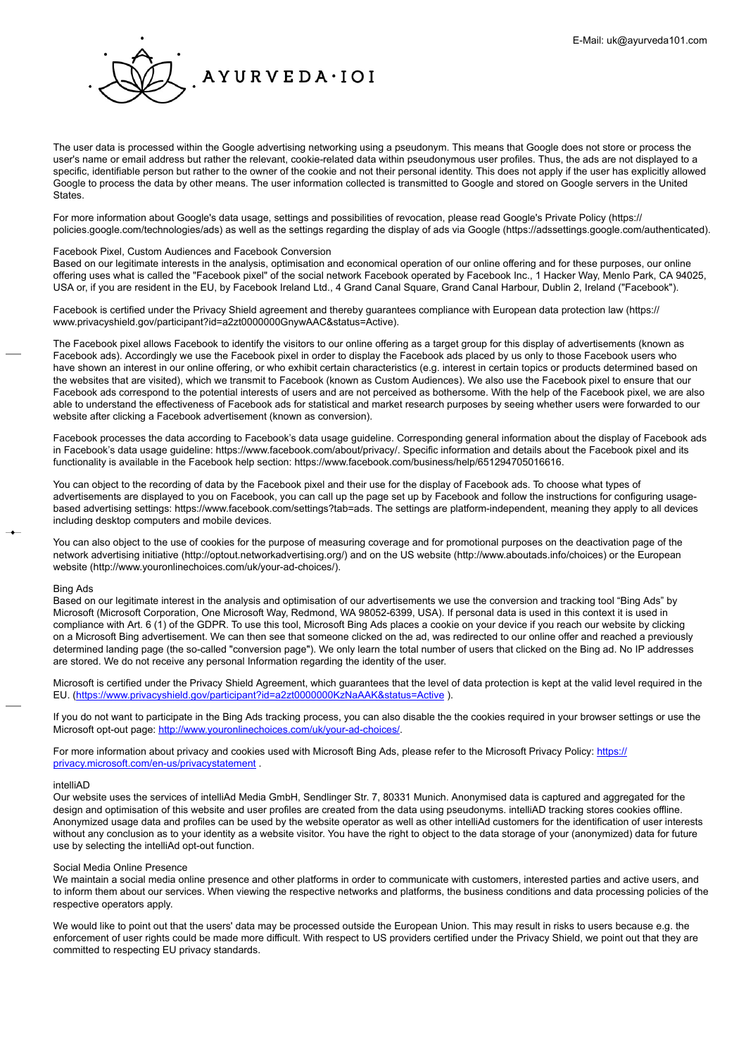The user data is processed within the Google advertising networking using a pseudonym. This means that Google does not store or process the user's name or email address but rather the relevant, cookie-related data within pseudonymous user profiles. Thus, the ads are not displayed to a specific, identifiable person but rather to the owner of the cookie and not their personal identity. This does not apply if the user has explicitly allowed Google to process the data by other means. The user information collected is transmitted to Google and stored on Google servers in the United States.

For more information about Google's data usage, settings and possibilities of revocation, please read Google's Private Policy (https://policies.google.com/technologies/ads) as well as the settings regarding the display of ads via Google (https://adssettings.google.com/authenticated).

### Facebook Pixel, Custom Audiences and Facebook Conversion

Based on our legitimate interests in the analysis, optimisation and economical operation of our online offering and for these purposes, our online offering uses what is called the "Facebook pixel" of the social network Facebook operated by Facebook Inc., 1 Hacker Way, Menlo Park, CA 94025, USA or, if you are resident in the EU, by Facebook Ireland Ltd., 4 Grand Canal Square, Grand Canal Harbour, Dublin 2, Ireland ("Facebook").

Facebook is certified under the Privacy Shield agreement and thereby guarantees compliance with European data protection law (https://www.privacyshield.gov/participant?id=a2zt0000000GnywAAC&status=Active).

The Facebook pixel allows Facebook to identify the visitors to our online offering as a target group for this display of advertisements (known as Facebook ads). Accordingly we use the Facebook pixel in order to display the Facebook ads placed by us only to those Facebook users who have shown an interest in our online offering, or who exhibit certain characteristics (e.g. interest in certain topics or products determined based on the websites that are visited), which we transmit to Facebook (known as Custom Audiences). We also use the Facebook pixel to ensure that our Facebook ads correspond to the potential interests of users and are not perceived as bothersome. With the help of the Facebook pixel, we are also able to understand the effectiveness of Facebook ads for statistical and market research purposes by seeing whether users were forwarded to our website after clicking a Facebook advertisement (known as conversion).

Facebook processes the data according to Facebook's data usage guideline. Corresponding general information about the display of Facebook ads in Facebook's data usage guideline: https://www.facebook.com/about/privacy/. Specific information and details about the Facebook pixel and its functionality is available in the Facebook help section: https://www.facebook.com/business/help/651294705016616.

You can object to the recording of data by the Facebook pixel and their use for the display of Facebook ads. To choose what types of advertisements are displayed to you on Facebook, you can call up the page set up by Facebook and follow the instructions for configuring usage-based advertising settings: https://www.facebook.com/settings?tab=ads. The settings are platform-independent, meaning they apply to all devices including desktop computers and mobile devices.

You can also object to the use of cookies for the purpose of measuring coverage and for promotional purposes on the deactivation page of the network advertising initiative (http://optout.networkadvertising.org/) and on the US website (http://www.aboutads.info/choices) or the European website (http://www.youronlinechoices.com/uk/your-ad-choices/).

### Bing Ads

Based on our legitimate interest in the analysis and optimisation of our advertisements we use the conversion and tracking tool "Bing Ads" by Microsoft (Microsoft Corporation, One Microsoft Way, Redmond, WA 98052-6399, USA). If personal data is used in this context it is used in compliance with Art. 6 (1) of the GDPR. To use this tool, Microsoft Bing Ads places a cookie on your device if you reach our website by clicking on a Microsoft Bing advertisement. We can then see that someone clicked on the ad, was redirected to our online offer and reached a previously determined landing page (the so-called "conversion page"). We only learn the total number of users that clicked on the Bing ad. No IP addresses are stored. We do not receive any personal Information regarding the identity of the user.

Microsoft is certified under the Privacy Shield Agreement, which guarantees that the level of data protection is kept at the valid level required in the EU. (https://www.privacyshield.gov/participant?id=a2zt0000000KzNaAAK&status=Active ).

If you do not want to participate in the Bing Ads tracking process, you can also disable the the cookies required in your browser settings or use the Microsoft opt-out page: http://www.youronlinechoices.com/uk/your-ad-choices/.

For more information about privacy and cookies used with Microsoft Bing Ads, please refer to the Microsoft Privacy Policy: https://privacy.microsoft.com/en-us/privacystatement .

### intelliAD

Our website uses the services of intelliAd Media GmbH, Sendlinger Str. 7, 80331 Munich. Anonymised data is captured and aggregated for the design and optimisation of this website and user profiles are created from the data using pseudonyms. intelliAD tracking stores cookies offline. Anonymized usage data and profiles can be used by the website operator as well as other intelliAd customers for the identification of user interests without any conclusion as to your identity as a website visitor. You have the right to object to the data storage of your (anonymized) data for future use by selecting the intelliAd opt-out function.

### Social Media Online Presence

We maintain a social media online presence and other platforms in order to communicate with customers, interested parties and active users, and to inform them about our services. When viewing the respective networks and platforms, the business conditions and data processing policies of the respective operators apply.

We would like to point out that the users' data may be processed outside the European Union. This may result in risks to users because e.g. the enforcement of user rights could be made more difficult. With respect to US providers certified under the Privacy Shield, we point out that they are committed to respecting EU privacy standards.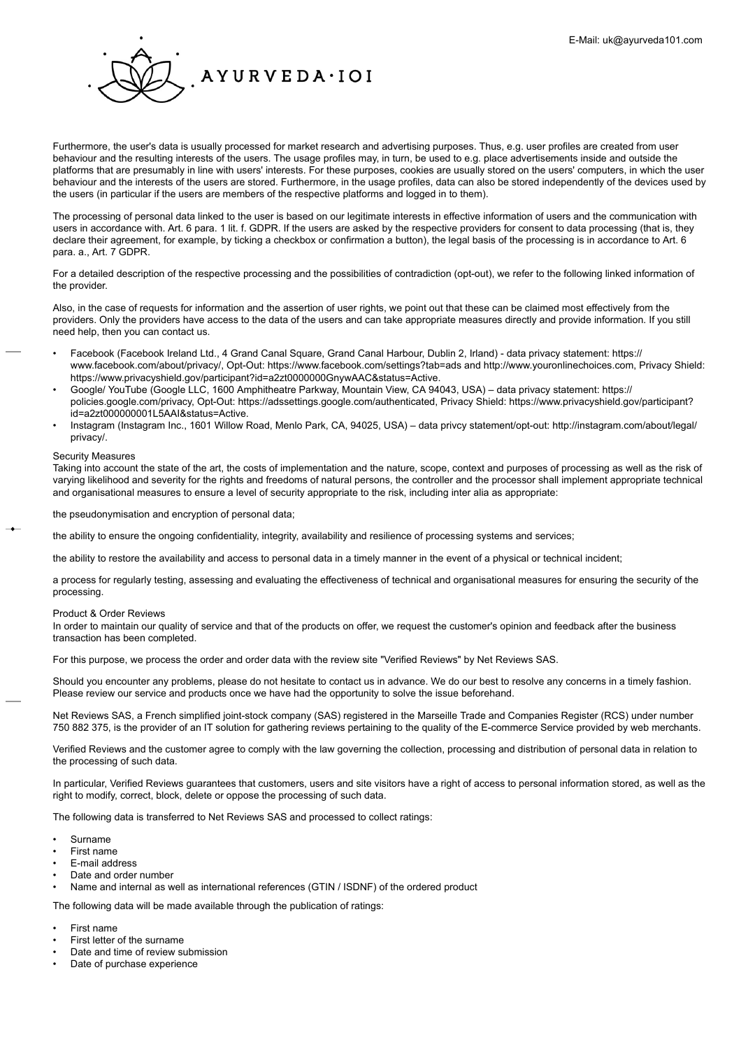Furthermore, the user's data is usually processed for market research and advertising purposes. Thus, e.g. user profiles are created from user behaviour and the resulting interests of the users. The usage profiles may, in turn, be used to e.g. place advertisements inside and outside the platforms that are presumably in line with users' interests. For these purposes, cookies are usually stored on the users' computers, in which the user behaviour and the interests of the users are stored. Furthermore, in the usage profiles, data can also be stored independently of the devices used by the users (in particular if the users are members of the respective platforms and logged in to them).

The processing of personal data linked to the user is based on our legitimate interests in effective information of users and the communication with users in accordance with. Art. 6 para. 1 lit. f. GDPR. If the users are asked by the respective providers for consent to data processing (that is, they declare their agreement, for example, by ticking a checkbox or confirmation a button), the legal basis of the processing is in accordance to Art. 6 para. a., Art. 7 GDPR.

For a detailed description of the respective processing and the possibilities of contradiction (opt-out), we refer to the following linked information of the provider.

Also, in the case of requests for information and the assertion of user rights, we point out that these can be claimed most effectively from the providers. Only the providers have access to the data of the users and can take appropriate measures directly and provide information. If you still need help, then you can contact us.

- Facebook (Facebook Ireland Ltd., 4 Grand Canal Square, Grand Canal Harbour, Dublin 2, Irland) - data privacy statement: https://www.facebook.com/about/privacy/, Opt-Out: https://www.facebook.com/settings?tab=ads and http://www.youronlinechoices.com, Privacy Shield: https://www.privacyshield.gov/participant?id=a2zt0000000GnywAAC&status=Active.
- Google/ YouTube (Google LLC, 1600 Amphitheatre Parkway, Mountain View, CA 94043, USA) – data privacy statement: https://policies.google.com/privacy, Opt-Out: https://adssettings.google.com/authenticated, Privacy Shield: https://www.privacyshield.gov/participant?id=a2zt000000001L5AAI&status=Active.
- Instagram (Instagram Inc., 1601 Willow Road, Menlo Park, CA, 94025, USA) – data privcy statement/opt-out: http://instagram.com/about/legal/privacy/.

Security Measures

Taking into account the state of the art, the costs of implementation and the nature, scope, context and purposes of processing as well as the risk of varying likelihood and severity for the rights and freedoms of natural persons, the controller and the processor shall implement appropriate technical and organisational measures to ensure a level of security appropriate to the risk, including inter alia as appropriate:

the pseudonymisation and encryption of personal data;

the ability to ensure the ongoing confidentiality, integrity, availability and resilience of processing systems and services;

the ability to restore the availability and access to personal data in a timely manner in the event of a physical or technical incident;

a process for regularly testing, assessing and evaluating the effectiveness of technical and organisational measures for ensuring the security of the processing.

Product & Order Reviews

In order to maintain our quality of service and that of the products on offer, we request the customer's opinion and feedback after the business transaction has been completed.

For this purpose, we process the order and order data with the review site "Verified Reviews" by Net Reviews SAS.

Should you encounter any problems, please do not hesitate to contact us in advance. We do our best to resolve any concerns in a timely fashion. Please review our service and products once we have had the opportunity to solve the issue beforehand.

Net Reviews SAS, a French simplified joint-stock company (SAS) registered in the Marseille Trade and Companies Register (RCS) under number 750 882 375, is the provider of an IT solution for gathering reviews pertaining to the quality of the E-commerce Service provided by web merchants.

Verified Reviews and the customer agree to comply with the law governing the collection, processing and distribution of personal data in relation to the processing of such data.

In particular, Verified Reviews guarantees that customers, users and site visitors have a right of access to personal information stored, as well as the right to modify, correct, block, delete or oppose the processing of such data.

The following data is transferred to Net Reviews SAS and processed to collect ratings:

- Surname
- First name
- E-mail address
- Date and order number
- Name and internal as well as international references (GTIN / ISDNF) of the ordered product

The following data will be made available through the publication of ratings:

- First name
- First letter of the surname
- Date and time of review submission
- Date of purchase experience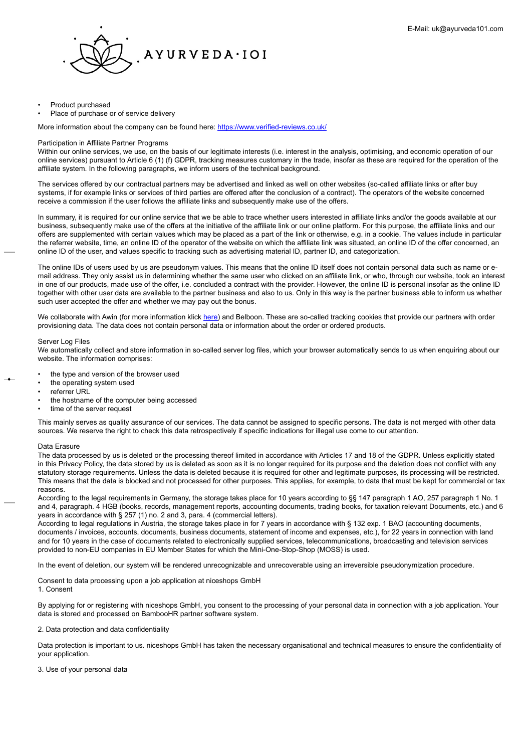- Product purchased
- Place of purchase or of service delivery

More information about the company can be found here: [https://www.verified-reviews.co.uk/](https://www.verified-reviews.co.uk/)

### Participation in Affiliate Partner Programs

Within our online services, we use, on the basis of our legitimate interests (i.e. interest in the analysis, optimising, and economic operation of our online services) pursuant to Article 6 (1) (f) GDPR, tracking measures customary in the trade, insofar as these are required for the operation of the affiliate system. In the following paragraphs, we inform users of the technical background.

The services offered by our contractual partners may be advertised and linked as well on other websites (so-called affiliate links or after buy systems, if for example links or services of third parties are offered after the conclusion of a contract). The operators of the website concerned receive a commission if the user follows the affiliate links and subsequently make use of the offers.

In summary, it is required for our online service that we be able to trace whether users interested in affiliate links and/or the goods available at our business, subsequently make use of the offers at the initiative of the affiliate link or our online platform. For this purpose, the affiliate links and our offers are supplemented with certain values which may be placed as a part of the link or otherwise, e.g. in a cookie. The values include in particular the referrer website, time, an online ID of the operator of the website on which the affiliate link was situated, an online ID of the offer concerned, an online ID of the user, and values specific to tracking such as advertising material ID, partner ID, and categorization.

The online IDs of users used by us are pseudonym values. This means that the online ID itself does not contain personal data such as name or e-mail address. They only assist us in determining whether the same user who clicked on an affiliate link, or who, through our website, took an interest in one of our products, made use of the offer, i.e. concluded a contract with the provider. However, the online ID is personal insofar as the online ID together with other user data are available to the partner business and also to us. Only in this way is the partner business able to inform us whether such user accepted the offer and whether we may pay out the bonus.

We collaborate with Awin (for more information klick here) and Belboon. These are so-called tracking cookies that provide our partners with order provisioning data. The data does not contain personal data or information about the order or ordered products.

### Server Log Files

We automatically collect and store information in so-called server log files, which your browser automatically sends to us when enquiring about our website. The information comprises:

- the type and version of the browser used
- the operating system used
- referrer URL
- the hostname of the computer being accessed
- time of the server request

This mainly serves as quality assurance of our services. The data cannot be assigned to specific persons. The data is not merged with other data sources. We reserve the right to check this data retrospectively if specific indications for illegal use come to our attention.

### Data Erasure

The data processed by us is deleted or the processing thereof limited in accordance with Articles 17 and 18 of the GDPR. Unless explicitly stated in this Privacy Policy, the data stored by us is deleted as soon as it is no longer required for its purpose and the deletion does not conflict with any statutory storage requirements. Unless the data is deleted because it is required for other and legitimate purposes, its processing will be restricted. This means that the data is blocked and not processed for other purposes. This applies, for example, to data that must be kept for commercial or tax reasons.

According to the legal requirements in Germany, the storage takes place for 10 years according to §§ 147 paragraph 1 AO, 257 paragraph 1 No. 1 and 4, paragraph. 4 HGB (books, records, management reports, accounting documents, trading books, for taxation relevant Documents, etc.) and 6 years in accordance with § 257 (1) no. 2 and 3, para. 4 (commercial letters).

According to legal regulations in Austria, the storage takes place in for 7 years in accordance with § 132 exp. 1 BAO (accounting documents, documents / invoices, accounts, documents, business documents, statement of income and expenses, etc.), for 22 years in connection with land and for 10 years in the case of documents related to electronically supplied services, telecommunications, broadcasting and television services provided to non-EU companies in EU Member States for which the Mini-One-Stop-Shop (MOSS) is used.

In the event of deletion, our system will be rendered unrecognizable and unrecoverable using an irreversible pseudonymization procedure.

### Consent to data processing upon a job application at niceshops GmbH

1. Consent

By applying for or registering with niceshops GmbH, you consent to the processing of your personal data in connection with a job application. Your data is stored and processed on BambooHR partner software system.

2. Data protection and data confidentiality

Data protection is important to us. niceshops GmbH has taken the necessary organisational and technical measures to ensure the confidentiality of your application.

3. Use of your personal data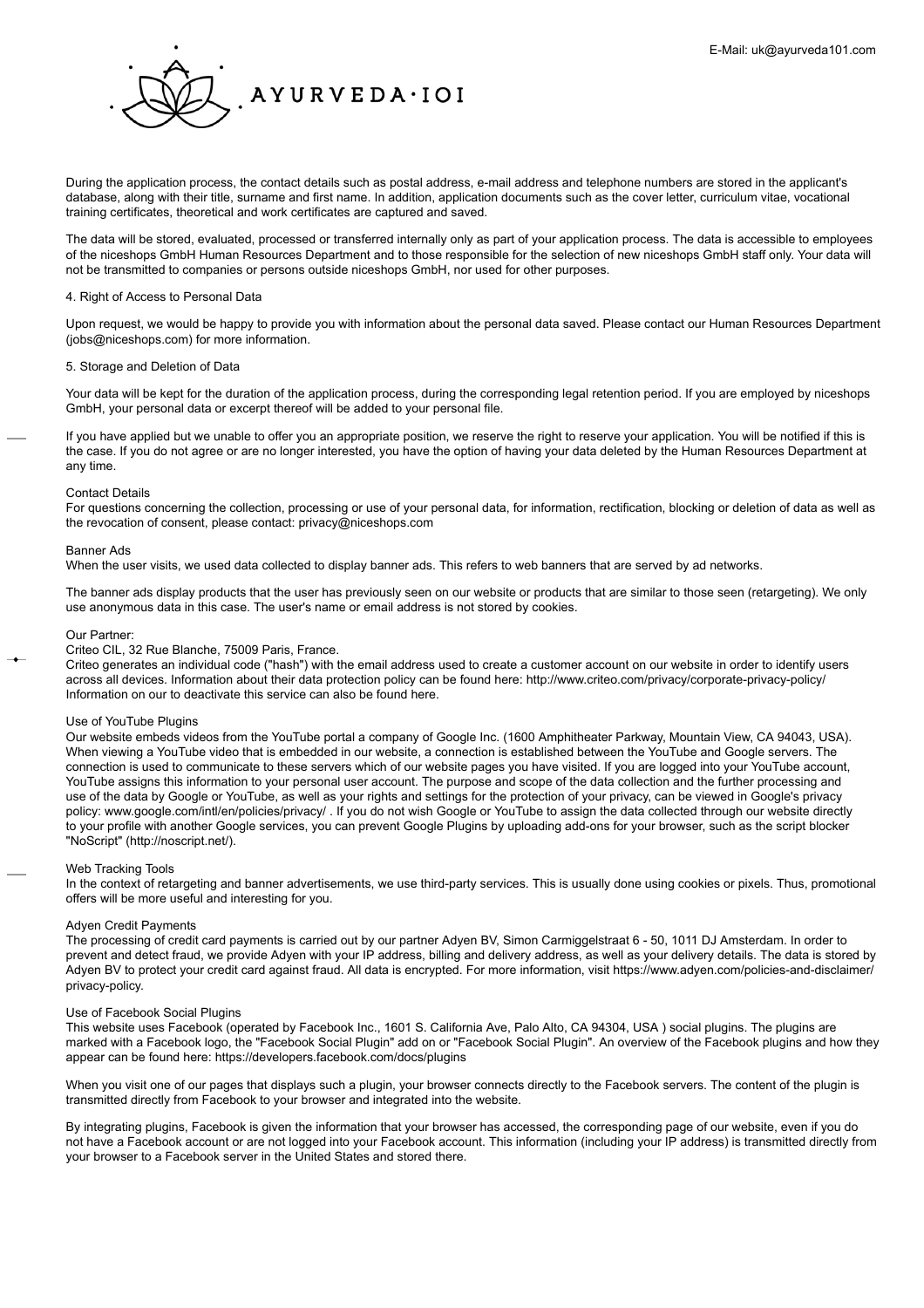During the application process, the contact details such as postal address, e-mail address and telephone numbers are stored in the applicant's database, along with their title, surname and first name. In addition, application documents such as the cover letter, curriculum vitae, vocational training certificates, theoretical and work certificates are captured and saved.

The data will be stored, evaluated, processed or transferred internally only as part of your application process. The data is accessible to employees of the niceshops GmbH Human Resources Department and to those responsible for the selection of new niceshops GmbH staff only. Your data will not be transmitted to companies or persons outside niceshops GmbH, nor used for other purposes.

4. Right of Access to Personal Data

Upon request, we would be happy to provide you with information about the personal data saved. Please contact our Human Resources Department (jobs@niceshops.com) for more information.

5. Storage and Deletion of Data

Your data will be kept for the duration of the application process, during the corresponding legal retention period. If you are employed by niceshops GmbH, your personal data or excerpt thereof will be added to your personal file.

If you have applied but we unable to offer you an appropriate position, we reserve the right to reserve your application. You will be notified if this is the case. If you do not agree or are no longer interested, you have the option of having your data deleted by the Human Resources Department at any time.

Contact Details
For questions concerning the collection, processing or use of your personal data, for information, rectification, blocking or deletion of data as well as the revocation of consent, please contact: privacy@niceshops.com

Banner Ads
When the user visits, we used data collected to display banner ads. This refers to web banners that are served by ad networks.

The banner ads display products that the user has previously seen on our website or products that are similar to those seen (retargeting). We only use anonymous data in this case. The user's name or email address is not stored by cookies.

Our Partner:
Criteo CIL, 32 Rue Blanche, 75009 Paris, France.
Criteo generates an individual code ("hash") with the email address used to create a customer account on our website in order to identify users across all devices. Information about their data protection policy can be found here: http://www.criteo.com/privacy/corporate-privacy-policy/
Information on our to deactivate this service can also be found here.

Use of YouTube Plugins
Our website embeds videos from the YouTube portal a company of Google Inc. (1600 Amphitheater Parkway, Mountain View, CA 94043, USA). When viewing a YouTube video that is embedded in our website, a connection is established between the YouTube and Google servers. The connection is used to communicate to these servers which of our website pages you have visited. If you are logged into your YouTube account, YouTube assigns this information to your personal user account. The purpose and scope of the data collection and the further processing and use of the data by Google or YouTube, as well as your rights and settings for the protection of your privacy, can be viewed in Google's privacy policy: www.google.com/intl/en/policies/privacy/ . If you do not wish Google or YouTube to assign the data collected through our website directly to your profile with another Google services, you can prevent Google Plugins by uploading add-ons for your browser, such as the script blocker "NoScript" (http://noscript.net/).

Web Tracking Tools
In the context of retargeting and banner advertisements, we use third-party services. This is usually done using cookies or pixels. Thus, promotional offers will be more useful and interesting for you.

Adyen Credit Payments
The processing of credit card payments is carried out by our partner Adyen BV, Simon Carmiggelstraat 6 - 50, 1011 DJ Amsterdam. In order to prevent and detect fraud, we provide Adyen with your IP address, billing and delivery address, as well as your delivery details. The data is stored by Adyen BV to protect your credit card against fraud. All data is encrypted. For more information, visit https://www.adyen.com/policies-and-disclaimer/privacy-policy.

Use of Facebook Social Plugins
This website uses Facebook (operated by Facebook Inc., 1601 S. California Ave, Palo Alto, CA 94304, USA ) social plugins. The plugins are marked with a Facebook logo, the "Facebook Social Plugin" add on or "Facebook Social Plugin". An overview of the Facebook plugins and how they appear can be found here: https://developers.facebook.com/docs/plugins

When you visit one of our pages that displays such a plugin, your browser connects directly to the Facebook servers. The content of the plugin is transmitted directly from Facebook to your browser and integrated into the website.

By integrating plugins, Facebook is given the information that your browser has accessed, the corresponding page of our website, even if you do not have a Facebook account or are not logged into your Facebook account. This information (including your IP address) is transmitted directly from your browser to a Facebook server in the United States and stored there.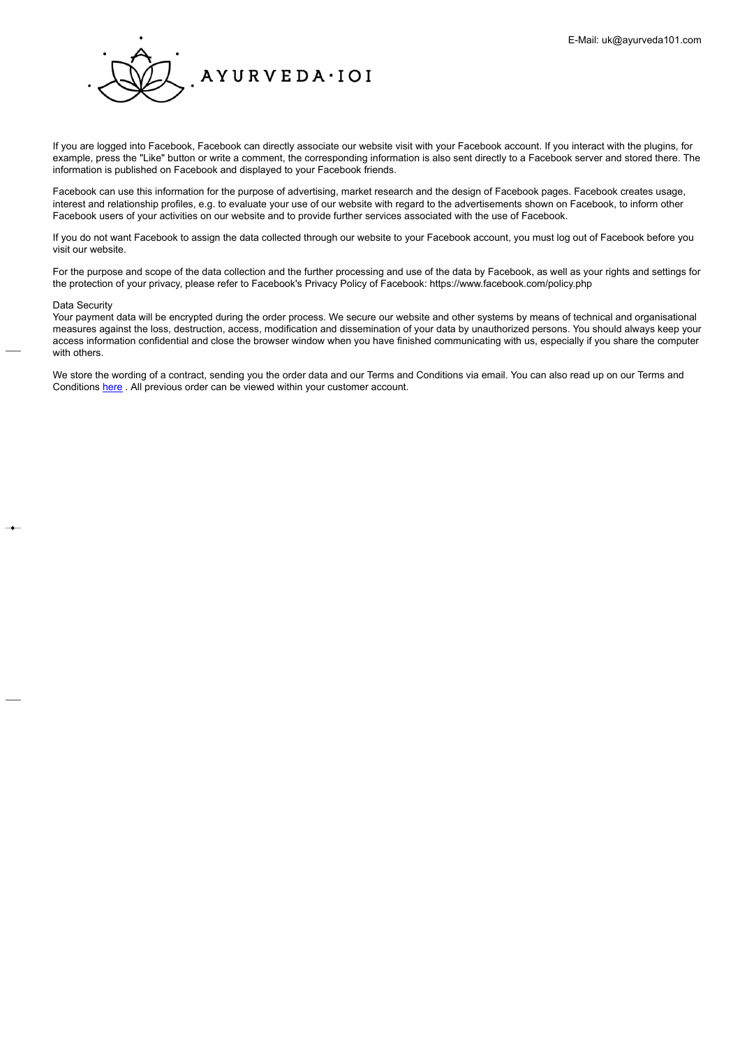If you are logged into Facebook, Facebook can directly associate our website visit with your Facebook account. If you interact with the plugins, for example, press the "Like" button or write a comment, the corresponding information is also sent directly to a Facebook server and stored there. The information is published on Facebook and displayed to your Facebook friends.

Facebook can use this information for the purpose of advertising, market research and the design of Facebook pages. Facebook creates usage, interest and relationship profiles, e.g. to evaluate your use of our website with regard to the advertisements shown on Facebook, to inform other Facebook users of your activities on our website and to provide further services associated with the use of Facebook.

If you do not want Facebook to assign the data collected through our website to your Facebook account, you must log out of Facebook before you visit our website.

For the purpose and scope of the data collection and the further processing and use of the data by Facebook, as well as your rights and settings for the protection of your privacy, please refer to Facebook's Privacy Policy of Facebook: https://www.facebook.com/policy.php

Data Security
Your payment data will be encrypted during the order process. We secure our website and other systems by means of technical and organisational measures against the loss, destruction, access, modification and dissemination of your data by unauthorized persons. You should always keep your access information confidential and close the browser window when you have finished communicating with us, especially if you share the computer with others.

We store the wording of a contract, sending you the order data and our Terms and Conditions via email. You can also read up on our Terms and Conditions here . All previous order can be viewed within your customer account.